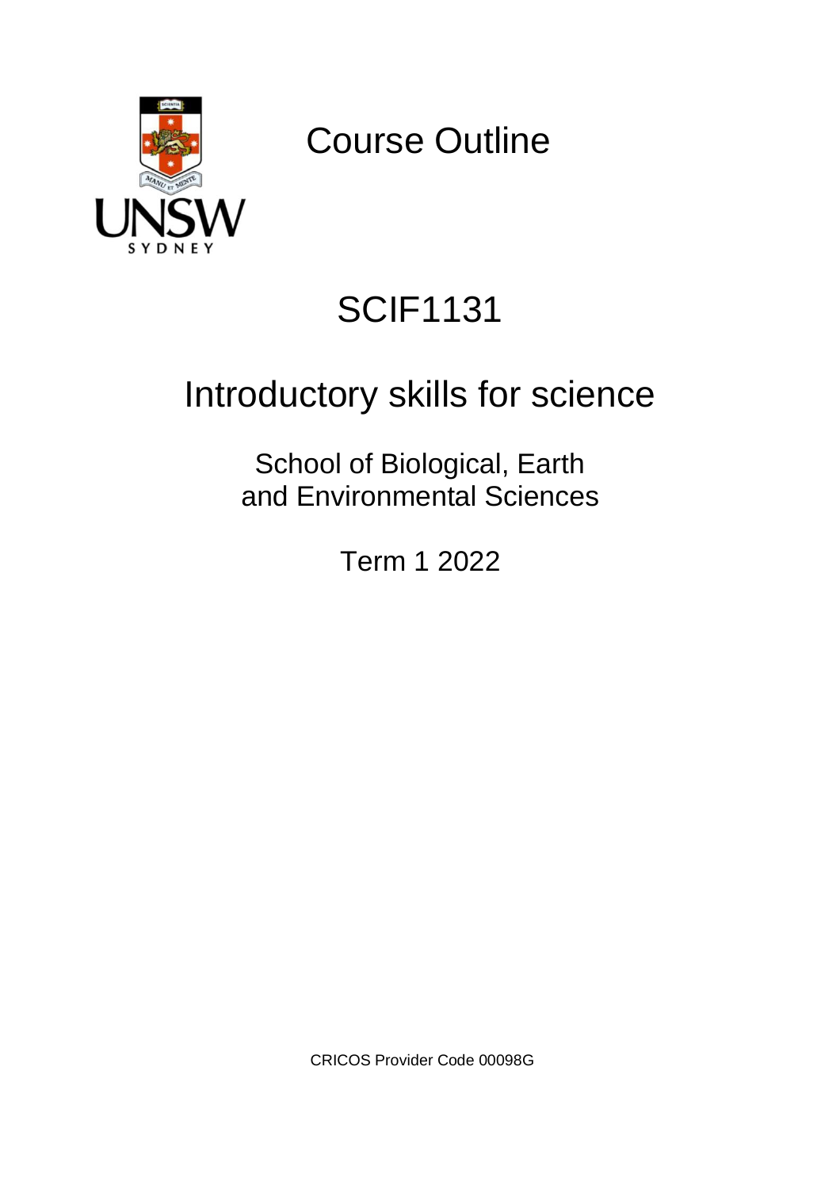# Course Outline

# SCIF1131

# Introductory skills for science

School of Biological, Earth and Environmental Sciences

Term 1 2022

CRICOS Provider Code 00098G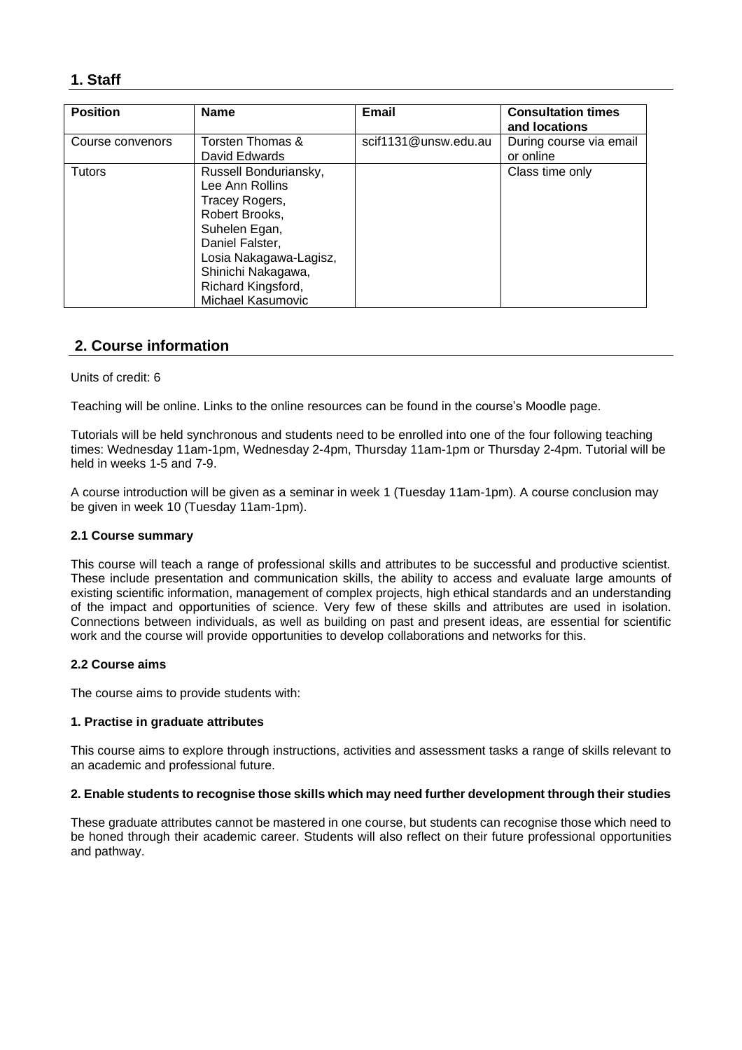## 1. Staff

| Position | Name | Email | Consultation times and locations |
| --- | --- | --- | --- |
| Course convenors | Torsten Thomas & David Edwards | scif1131@unsw.edu.au | During course via email or online |
| Tutors | Russell Bonduriansky, Lee Ann Rollins Tracey Rogers, Robert Brooks, Suhelen Egan, Daniel Falster, Losia Nakagawa-Lagisz, Shinichi Nakagawa, Richard Kingsford, Michael Kasumovic | | Class time only |

## 2. Course information

Units of credit: 6

Teaching will be online. Links to the online resources can be found in the course's Moodle page.

Tutorials will be held synchronous and students need to be enrolled into one of the four following teaching times: Wednesday 11am-1pm, Wednesday 2-4pm, Thursday 11am-1pm or Thursday 2-4pm. Tutorial will be held in weeks 1-5 and 7-9.

A course introduction will be given as a seminar in week 1 (Tuesday 11am-1pm). A course conclusion may be given in week 10 (Tuesday 11am-1pm).

### 2.1 Course summary

This course will teach a range of professional skills and attributes to be successful and productive scientist. These include presentation and communication skills, the ability to access and evaluate large amounts of existing scientific information, management of complex projects, high ethical standards and an understanding of the impact and opportunities of science. Very few of these skills and attributes are used in isolation. Connections between individuals, as well as building on past and present ideas, are essential for scientific work and the course will provide opportunities to develop collaborations and networks for this.

### 2.2 Course aims

The course aims to provide students with:

**1. Practise in graduate attributes**

This course aims to explore through instructions, activities and assessment tasks a range of skills relevant to an academic and professional future.

**2. Enable students to recognise those skills which may need further development through their studies**

These graduate attributes cannot be mastered in one course, but students can recognise those which need to be honed through their academic career. Students will also reflect on their future professional opportunities and pathway.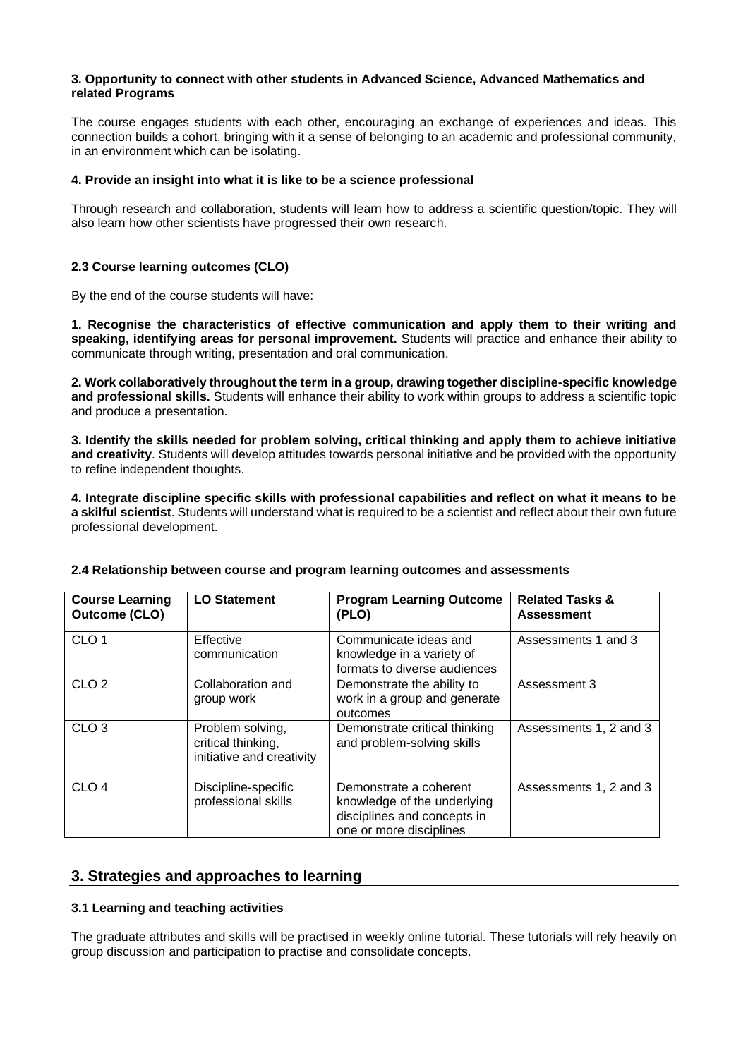**3. Opportunity to connect with other students in Advanced Science, Advanced Mathematics and related Programs**

The course engages students with each other, encouraging an exchange of experiences and ideas. This connection builds a cohort, bringing with it a sense of belonging to an academic and professional community, in an environment which can be isolating.

**4. Provide an insight into what it is like to be a science professional**

Through research and collaboration, students will learn how to address a scientific question/topic. They will also learn how other scientists have progressed their own research.

### 2.3 Course learning outcomes (CLO)

By the end of the course students will have:

**1. Recognise the characteristics of effective communication and apply them to their writing and speaking, identifying areas for personal improvement.** Students will practice and enhance their ability to communicate through writing, presentation and oral communication.

**2. Work collaboratively throughout the term in a group, drawing together discipline-specific knowledge and professional skills.** Students will enhance their ability to work within groups to address a scientific topic and produce a presentation.

**3. Identify the skills needed for problem solving, critical thinking and apply them to achieve initiative and creativity**. Students will develop attitudes towards personal initiative and be provided with the opportunity to refine independent thoughts.

**4. Integrate discipline specific skills with professional capabilities and reflect on what it means to be a skilful scientist**. Students will understand what is required to be a scientist and reflect about their own future professional development.

### 2.4 Relationship between course and program learning outcomes and assessments

| Course Learning Outcome (CLO) | LO Statement | Program Learning Outcome (PLO) | Related Tasks & Assessment |
|---|---|---|---|
| CLO 1 | Effective communication | Communicate ideas and knowledge in a variety of formats to diverse audiences | Assessments 1 and 3 |
| CLO 2 | Collaboration and group work | Demonstrate the ability to work in a group and generate outcomes | Assessment 3 |
| CLO 3 | Problem solving, critical thinking, initiative and creativity | Demonstrate critical thinking and problem-solving skills | Assessments 1, 2 and 3 |
| CLO 4 | Discipline-specific professional skills | Demonstrate a coherent knowledge of the underlying disciplines and concepts in one or more disciplines | Assessments 1, 2 and 3 |

## 3. Strategies and approaches to learning

### 3.1 Learning and teaching activities

The graduate attributes and skills will be practised in weekly online tutorial. These tutorials will rely heavily on group discussion and participation to practise and consolidate concepts.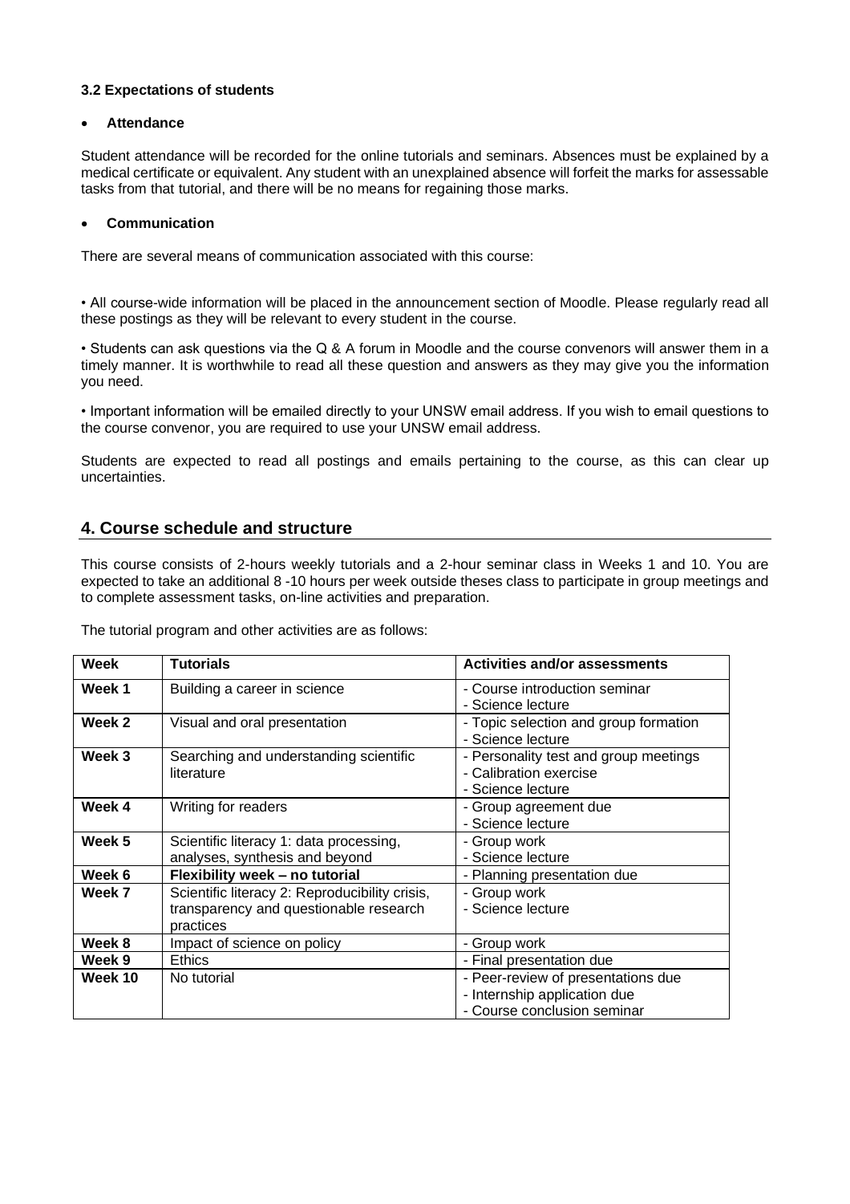### 3.2 Expectations of students

- **Attendance**

Student attendance will be recorded for the online tutorials and seminars. Absences must be explained by a medical certificate or equivalent. Any student with an unexplained absence will forfeit the marks for assessable tasks from that tutorial, and there will be no means for regaining those marks.

- **Communication**

There are several means of communication associated with this course:

• All course-wide information will be placed in the announcement section of Moodle. Please regularly read all these postings as they will be relevant to every student in the course.

• Students can ask questions via the Q & A forum in Moodle and the course convenors will answer them in a timely manner. It is worthwhile to read all these question and answers as they may give you the information you need.

• Important information will be emailed directly to your UNSW email address. If you wish to email questions to the course convenor, you are required to use your UNSW email address.

Students are expected to read all postings and emails pertaining to the course, as this can clear up uncertainties.

## 4. Course schedule and structure

This course consists of 2-hours weekly tutorials and a 2-hour seminar class in Weeks 1 and 10. You are expected to take an additional 8 -10 hours per week outside theses class to participate in group meetings and to complete assessment tasks, on-line activities and preparation.

The tutorial program and other activities are as follows:

| Week | Tutorials | Activities and/or assessments |
|---|---|---|
| **Week 1** | Building a career in science | - Course introduction seminar<br>- Science lecture |
| **Week 2** | Visual and oral presentation | - Topic selection and group formation<br>- Science lecture |
| **Week 3** | Searching and understanding scientific literature | - Personality test and group meetings<br>- Calibration exercise<br>- Science lecture |
| **Week 4** | Writing for readers | - Group agreement due<br>- Science lecture |
| **Week 5** | Scientific literacy 1: data processing, analyses, synthesis and beyond | - Group work<br>- Science lecture |
| **Week 6** | **Flexibility week – no tutorial** | - Planning presentation due |
| **Week 7** | Scientific literacy 2: Reproducibility crisis, transparency and questionable research practices | - Group work<br>- Science lecture |
| **Week 8** | Impact of science on policy | - Group work |
| **Week 9** | Ethics | - Final presentation due |
| **Week 10** | No tutorial | - Peer-review of presentations due<br>- Internship application due<br>- Course conclusion seminar |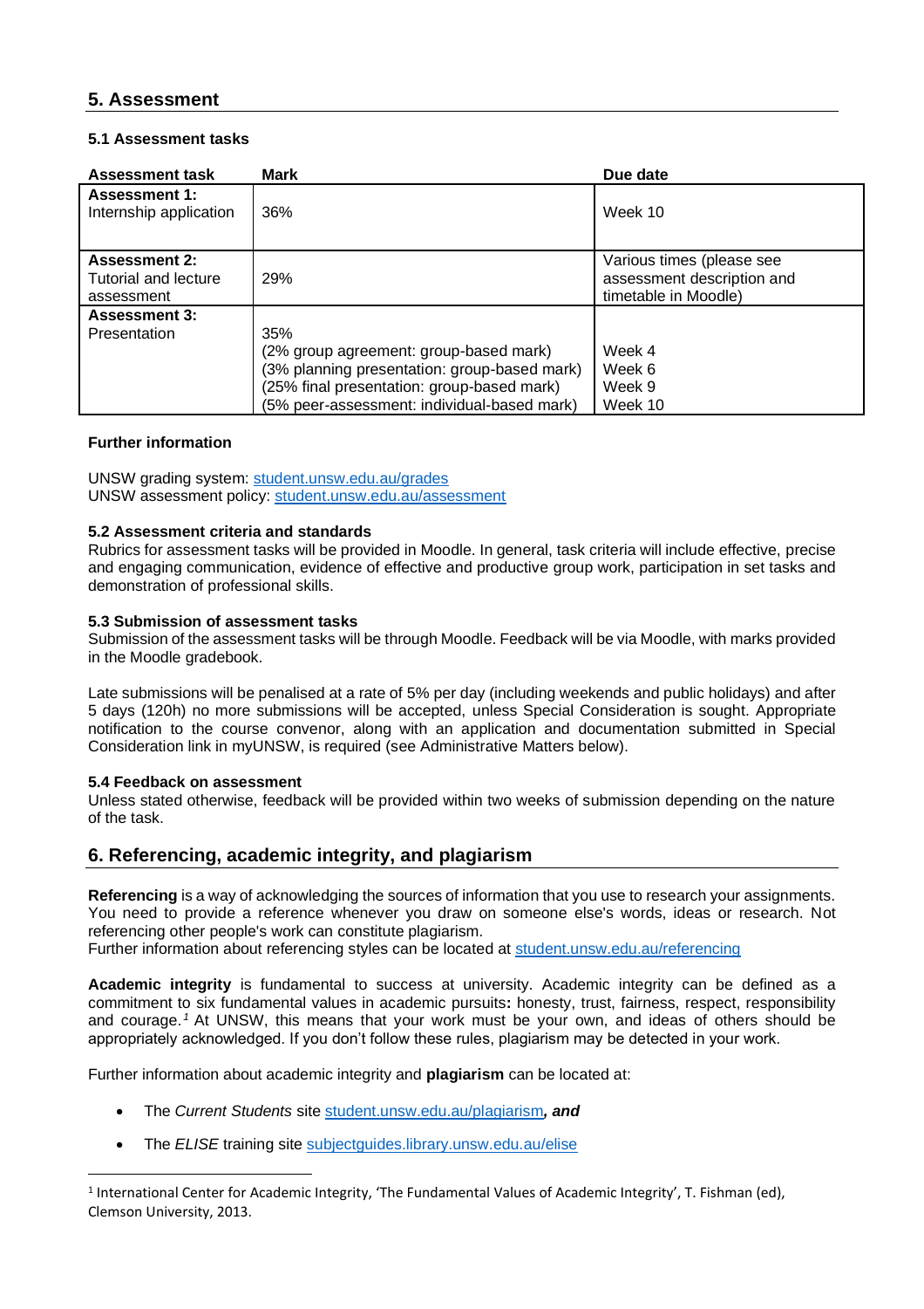## 5. Assessment

### 5.1 Assessment tasks

| Assessment task | Mark | Due date |
|---|---|---|
| **Assessment 1:** Internship application | 36% | Week 10 |
| **Assessment 2:** Tutorial and lecture assessment | 29% | Various times (please see assessment description and timetable in Moodle) |
| **Assessment 3:** Presentation | 35%<br>(2% group agreement: group-based mark)<br>(3% planning presentation: group-based mark)<br>(25% final presentation: group-based mark)<br>(5% peer-assessment: individual-based mark) | <br>Week 4<br>Week 6<br>Week 9<br>Week 10 |

**Further information**

UNSW grading system: [student.unsw.edu.au/grades](student.unsw.edu.au/grades)
UNSW assessment policy: [student.unsw.edu.au/assessment](student.unsw.edu.au/assessment)

#### 5.2 Assessment criteria and standards

Rubrics for assessment tasks will be provided in Moodle. In general, task criteria will include effective, precise and engaging communication, evidence of effective and productive group work, participation in set tasks and demonstration of professional skills.

#### 5.3 Submission of assessment tasks

Submission of the assessment tasks will be through Moodle. Feedback will be via Moodle, with marks provided in the Moodle gradebook.

Late submissions will be penalised at a rate of 5% per day (including weekends and public holidays) and after 5 days (120h) no more submissions will be accepted, unless Special Consideration is sought. Appropriate notification to the course convenor, along with an application and documentation submitted in Special Consideration link in myUNSW, is required (see Administrative Matters below).

#### 5.4 Feedback on assessment

Unless stated otherwise, feedback will be provided within two weeks of submission depending on the nature of the task.

## 6. Referencing, academic integrity, and plagiarism

**Referencing** is a way of acknowledging the sources of information that you use to research your assignments. You need to provide a reference whenever you draw on someone else's words, ideas or research. Not referencing other people's work can constitute plagiarism.
Further information about referencing styles can be located at [student.unsw.edu.au/referencing](student.unsw.edu.au/referencing)

**Academic integrity** is fundamental to success at university. Academic integrity can be defined as a commitment to six fundamental values in academic pursuits**:** honesty, trust, fairness, respect, responsibility and courage.[1] At UNSW, this means that your work must be your own, and ideas of others should be appropriately acknowledged. If you don't follow these rules, plagiarism may be detected in your work.

Further information about academic integrity and **plagiarism** can be located at:

- The *Current Students* site [student.unsw.edu.au/plagiarism](student.unsw.edu.au/plagiarism)***, and***
- The *ELISE* training site [subjectguides.library.unsw.edu.au/elise](subjectguides.library.unsw.edu.au/elise)

---

[1] International Center for Academic Integrity, 'The Fundamental Values of Academic Integrity', T. Fishman (ed), Clemson University, 2013.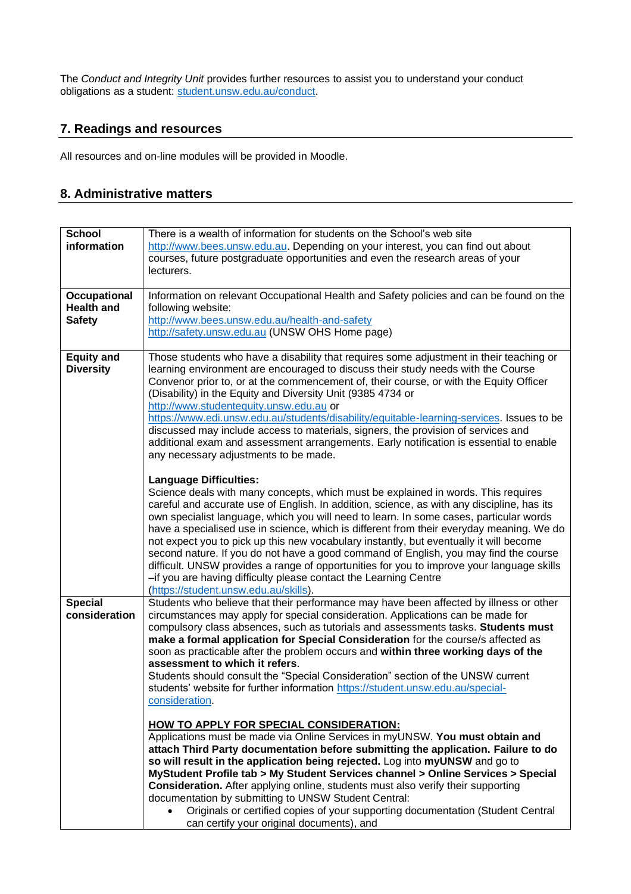The *Conduct and Integrity Unit* provides further resources to assist you to understand your conduct obligations as a student: [student.unsw.edu.au/conduct](student.unsw.edu.au/conduct).

## 7. Readings and resources

All resources and on-line modules will be provided in Moodle.

## 8. Administrative matters

| | |
|---|---|
| **School information** | There is a wealth of information for students on the School's web site http://www.bees.unsw.edu.au. Depending on your interest, you can find out about courses, future postgraduate opportunities and even the research areas of your lecturers. |
| **Occupational Health and Safety** | Information on relevant Occupational Health and Safety policies and can be found on the following website:<br>http://www.bees.unsw.edu.au/health-and-safety<br>http://safety.unsw.edu.au (UNSW OHS Home page) |
| **Equity and Diversity** | Those students who have a disability that requires some adjustment in their teaching or learning environment are encouraged to discuss their study needs with the Course Convenor prior to, or at the commencement of, their course, or with the Equity Officer (Disability) in the Equity and Diversity Unit (9385 4734 or http://www.studentequity.unsw.edu.au or https://www.edi.unsw.edu.au/students/disability/equitable-learning-services. Issues to be discussed may include access to materials, signers, the provision of services and additional exam and assessment arrangements. Early notification is essential to enable any necessary adjustments to be made.<br><br>**Language Difficulties:**<br>Science deals with many concepts, which must be explained in words. This requires careful and accurate use of English. In addition, science, as with any discipline, has its own specialist language, which you will need to learn. In some cases, particular words have a specialised use in science, which is different from their everyday meaning. We do not expect you to pick up this new vocabulary instantly, but eventually it will become second nature. If you do not have a good command of English, you may find the course difficult. UNSW provides a range of opportunities for you to improve your language skills –if you are having difficulty please contact the Learning Centre (https://student.unsw.edu.au/skills). |
| **Special consideration** | Students who believe that their performance may have been affected by illness or other circumstances may apply for special consideration. Applications can be made for compulsory class absences, such as tutorials and assessments tasks. **Students must make a formal application for Special Consideration** for the course/s affected as soon as practicable after the problem occurs and **within three working days of the assessment to which it refers**.<br>Students should consult the "Special Consideration" section of the UNSW current students' website for further information https://student.unsw.edu.au/special-consideration.<br><br>**<u>HOW TO APPLY FOR SPECIAL CONSIDERATION:</u>**<br>Applications must be made via Online Services in myUNSW. **You must obtain and attach Third Party documentation before submitting the application. Failure to do so will result in the application being rejected.** Log into **myUNSW** and go to **MyStudent Profile tab > My Student Services channel > Online Services > Special Consideration.** After applying online, students must also verify their supporting documentation by submitting to UNSW Student Central:<br>• Originals or certified copies of your supporting documentation (Student Central can certify your original documents), and |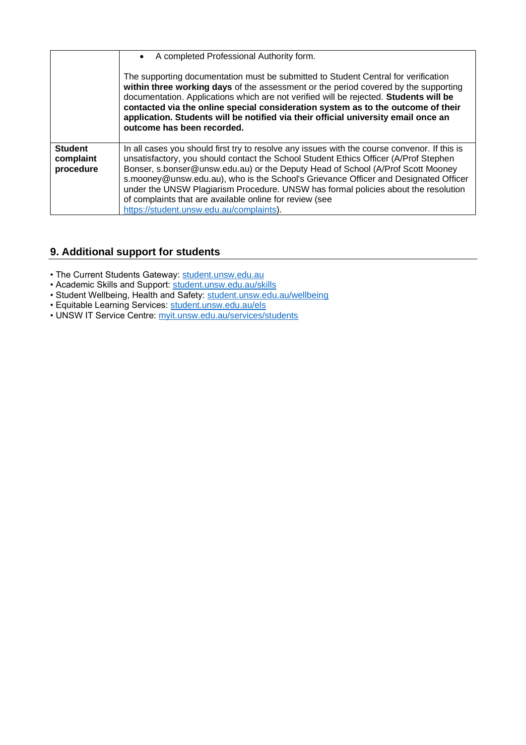| | |
|---|---|
| | • A completed Professional Authority form.<br><br>The supporting documentation must be submitted to Student Central for verification **within three working days** of the assessment or the period covered by the supporting documentation. Applications which are not verified will be rejected. **Students will be contacted via the online special consideration system as to the outcome of their application. Students will be notified via their official university email once an outcome has been recorded.** |
| **Student complaint procedure** | In all cases you should first try to resolve any issues with the course convenor. If this is unsatisfactory, you should contact the School Student Ethics Officer (A/Prof Stephen Bonser, s.bonser@unsw.edu.au) or the Deputy Head of School (A/Prof Scott Mooney s.mooney@unsw.edu.au), who is the School's Grievance Officer and Designated Officer under the UNSW Plagiarism Procedure. UNSW has formal policies about the resolution of complaints that are available online for review (see https://student.unsw.edu.au/complaints). |

## 9. Additional support for students

- The Current Students Gateway: student.unsw.edu.au
- Academic Skills and Support: student.unsw.edu.au/skills
- Student Wellbeing, Health and Safety: student.unsw.edu.au/wellbeing
- Equitable Learning Services: student.unsw.edu.au/els
- UNSW IT Service Centre: myit.unsw.edu.au/services/students